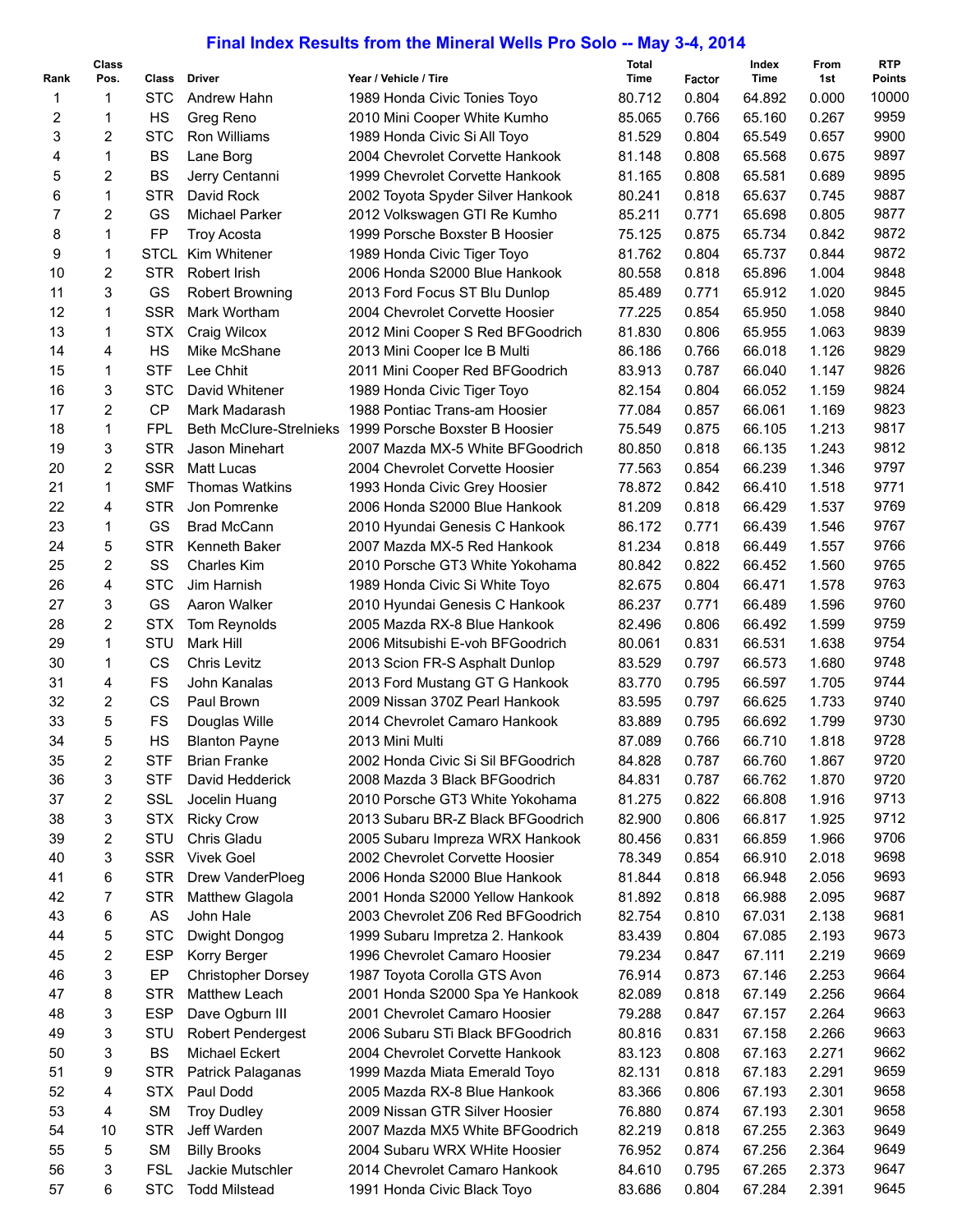# Final Index Results from the Mineral Wells Pro Solo -- May 3-4, 2014

| Rank | Class Pos. | Class | Driver | Year / Vehicle / Tire | Total Time | Factor | Index Time | From 1st | RTP Points |
|---|---|---|---|---|---|---|---|---|---|
| 1 | 1 | STC | Andrew Hahn | 1989 Honda Civic Tonies Toyo | 80.712 | 0.804 | 64.892 | 0.000 | 10000 |
| 2 | 1 | HS | Greg Reno | 2010 Mini Cooper White Kumho | 85.065 | 0.766 | 65.160 | 0.267 | 9959 |
| 3 | 2 | STC | Ron Williams | 1989 Honda Civic Si All Toyo | 81.529 | 0.804 | 65.549 | 0.657 | 9900 |
| 4 | 1 | BS | Lane Borg | 2004 Chevrolet Corvette Hankook | 81.148 | 0.808 | 65.568 | 0.675 | 9897 |
| 5 | 2 | BS | Jerry Centanni | 1999 Chevrolet Corvette Hankook | 81.165 | 0.808 | 65.581 | 0.689 | 9895 |
| 6 | 1 | STR | David Rock | 2002 Toyota Spyder Silver Hankook | 80.241 | 0.818 | 65.637 | 0.745 | 9887 |
| 7 | 2 | GS | Michael Parker | 2012 Volkswagen GTI Re Kumho | 85.211 | 0.771 | 65.698 | 0.805 | 9877 |
| 8 | 1 | FP | Troy Acosta | 1999 Porsche Boxster B Hoosier | 75.125 | 0.875 | 65.734 | 0.842 | 9872 |
| 9 | 1 | STCL | Kim Whitener | 1989 Honda Civic Tiger Toyo | 81.762 | 0.804 | 65.737 | 0.844 | 9872 |
| 10 | 2 | STR | Robert Irish | 2006 Honda S2000 Blue Hankook | 80.558 | 0.818 | 65.896 | 1.004 | 9848 |
| 11 | 3 | GS | Robert Browning | 2013 Ford Focus ST Blu Dunlop | 85.489 | 0.771 | 65.912 | 1.020 | 9845 |
| 12 | 1 | SSR | Mark Wortham | 2004 Chevrolet Corvette Hoosier | 77.225 | 0.854 | 65.950 | 1.058 | 9840 |
| 13 | 1 | STX | Craig Wilcox | 2012 Mini Cooper S Red BFGoodrich | 81.830 | 0.806 | 65.955 | 1.063 | 9839 |
| 14 | 4 | HS | Mike McShane | 2013 Mini Cooper Ice B Multi | 86.186 | 0.766 | 66.018 | 1.126 | 9829 |
| 15 | 1 | STF | Lee Chhit | 2011 Mini Cooper Red BFGoodrich | 83.913 | 0.787 | 66.040 | 1.147 | 9826 |
| 16 | 3 | STC | David Whitener | 1989 Honda Civic Tiger Toyo | 82.154 | 0.804 | 66.052 | 1.159 | 9824 |
| 17 | 2 | CP | Mark Madarash | 1988 Pontiac Trans-am Hoosier | 77.084 | 0.857 | 66.061 | 1.169 | 9823 |
| 18 | 1 | FPL | Beth McClure-Strelnieks | 1999 Porsche Boxster B Hoosier | 75.549 | 0.875 | 66.105 | 1.213 | 9817 |
| 19 | 3 | STR | Jason Minehart | 2007 Mazda MX-5 White BFGoodrich | 80.850 | 0.818 | 66.135 | 1.243 | 9812 |
| 20 | 2 | SSR | Matt Lucas | 2004 Chevrolet Corvette Hoosier | 77.563 | 0.854 | 66.239 | 1.346 | 9797 |
| 21 | 1 | SMF | Thomas Watkins | 1993 Honda Civic Grey Hoosier | 78.872 | 0.842 | 66.410 | 1.518 | 9771 |
| 22 | 4 | STR | Jon Pomrenke | 2006 Honda S2000 Blue Hankook | 81.209 | 0.818 | 66.429 | 1.537 | 9769 |
| 23 | 1 | GS | Brad McCann | 2010 Hyundai Genesis C Hankook | 86.172 | 0.771 | 66.439 | 1.546 | 9767 |
| 24 | 5 | STR | Kenneth Baker | 2007 Mazda MX-5 Red Hankook | 81.234 | 0.818 | 66.449 | 1.557 | 9766 |
| 25 | 2 | SS | Charles Kim | 2010 Porsche GT3 White Yokohama | 80.842 | 0.822 | 66.452 | 1.560 | 9765 |
| 26 | 4 | STC | Jim Harnish | 1989 Honda Civic Si White Toyo | 82.675 | 0.804 | 66.471 | 1.578 | 9763 |
| 27 | 3 | GS | Aaron Walker | 2010 Hyundai Genesis C Hankook | 86.237 | 0.771 | 66.489 | 1.596 | 9760 |
| 28 | 2 | STX | Tom Reynolds | 2005 Mazda RX-8 Blue Hankook | 82.496 | 0.806 | 66.492 | 1.599 | 9759 |
| 29 | 1 | STU | Mark Hill | 2006 Mitsubishi E-voh BFGoodrich | 80.061 | 0.831 | 66.531 | 1.638 | 9754 |
| 30 | 1 | CS | Chris Levitz | 2013 Scion FR-S Asphalt Dunlop | 83.529 | 0.797 | 66.573 | 1.680 | 9748 |
| 31 | 4 | FS | John Kanalas | 2013 Ford Mustang GT G Hankook | 83.770 | 0.795 | 66.597 | 1.705 | 9744 |
| 32 | 2 | CS | Paul Brown | 2009 Nissan 370Z Pearl Hankook | 83.595 | 0.797 | 66.625 | 1.733 | 9740 |
| 33 | 5 | FS | Douglas Wille | 2014 Chevrolet Camaro Hankook | 83.889 | 0.795 | 66.692 | 1.799 | 9730 |
| 34 | 5 | HS | Blanton Payne | 2013 Mini Multi | 87.089 | 0.766 | 66.710 | 1.818 | 9728 |
| 35 | 2 | STF | Brian Franke | 2002 Honda Civic Si Sil BFGoodrich | 84.828 | 0.787 | 66.760 | 1.867 | 9720 |
| 36 | 3 | STF | David Hedderick | 2008 Mazda 3 Black BFGoodrich | 84.831 | 0.787 | 66.762 | 1.870 | 9720 |
| 37 | 2 | SSL | Jocelin Huang | 2010 Porsche GT3 White Yokohama | 81.275 | 0.822 | 66.808 | 1.916 | 9713 |
| 38 | 3 | STX | Ricky Crow | 2013 Subaru BR-Z Black BFGoodrich | 82.900 | 0.806 | 66.817 | 1.925 | 9712 |
| 39 | 2 | STU | Chris Gladu | 2005 Subaru Impreza WRX Hankook | 80.456 | 0.831 | 66.859 | 1.966 | 9706 |
| 40 | 3 | SSR | Vivek Goel | 2002 Chevrolet Corvette Hoosier | 78.349 | 0.854 | 66.910 | 2.018 | 9698 |
| 41 | 6 | STR | Drew VanderPloeg | 2006 Honda S2000 Blue Hankook | 81.844 | 0.818 | 66.948 | 2.056 | 9693 |
| 42 | 7 | STR | Matthew Glagola | 2001 Honda S2000 Yellow Hankook | 81.892 | 0.818 | 66.988 | 2.095 | 9687 |
| 43 | 6 | AS | John Hale | 2003 Chevrolet Z06 Red BFGoodrich | 82.754 | 0.810 | 67.031 | 2.138 | 9681 |
| 44 | 5 | STC | Dwight Dongog | 1999 Subaru Impretza 2. Hankook | 83.439 | 0.804 | 67.085 | 2.193 | 9673 |
| 45 | 2 | ESP | Korry Berger | 1996 Chevrolet Camaro Hoosier | 79.234 | 0.847 | 67.111 | 2.219 | 9669 |
| 46 | 3 | EP | Christopher Dorsey | 1987 Toyota Corolla GTS Avon | 76.914 | 0.873 | 67.146 | 2.253 | 9664 |
| 47 | 8 | STR | Matthew Leach | 2001 Honda S2000 Spa Ye Hankook | 82.089 | 0.818 | 67.149 | 2.256 | 9664 |
| 48 | 3 | ESP | Dave Ogburn III | 2001 Chevrolet Camaro Hoosier | 79.288 | 0.847 | 67.157 | 2.264 | 9663 |
| 49 | 3 | STU | Robert Pendergest | 2006 Subaru STi Black BFGoodrich | 80.816 | 0.831 | 67.158 | 2.266 | 9663 |
| 50 | 3 | BS | Michael Eckert | 2004 Chevrolet Corvette Hankook | 83.123 | 0.808 | 67.163 | 2.271 | 9662 |
| 51 | 9 | STR | Patrick Palaganas | 1999 Mazda Miata Emerald Toyo | 82.131 | 0.818 | 67.183 | 2.291 | 9659 |
| 52 | 4 | STX | Paul Dodd | 2005 Mazda RX-8 Blue Hankook | 83.366 | 0.806 | 67.193 | 2.301 | 9658 |
| 53 | 4 | SM | Troy Dudley | 2009 Nissan GTR Silver Hoosier | 76.880 | 0.874 | 67.193 | 2.301 | 9658 |
| 54 | 10 | STR | Jeff Warden | 2007 Mazda MX5 White BFGoodrich | 82.219 | 0.818 | 67.255 | 2.363 | 9649 |
| 55 | 5 | SM | Billy Brooks | 2004 Subaru WRX WHite Hoosier | 76.952 | 0.874 | 67.256 | 2.364 | 9649 |
| 56 | 3 | FSL | Jackie Mutschler | 2014 Chevrolet Camaro Hankook | 84.610 | 0.795 | 67.265 | 2.373 | 9647 |
| 57 | 6 | STC | Todd Milstead | 1991 Honda Civic Black Toyo | 83.686 | 0.804 | 67.284 | 2.391 | 9645 |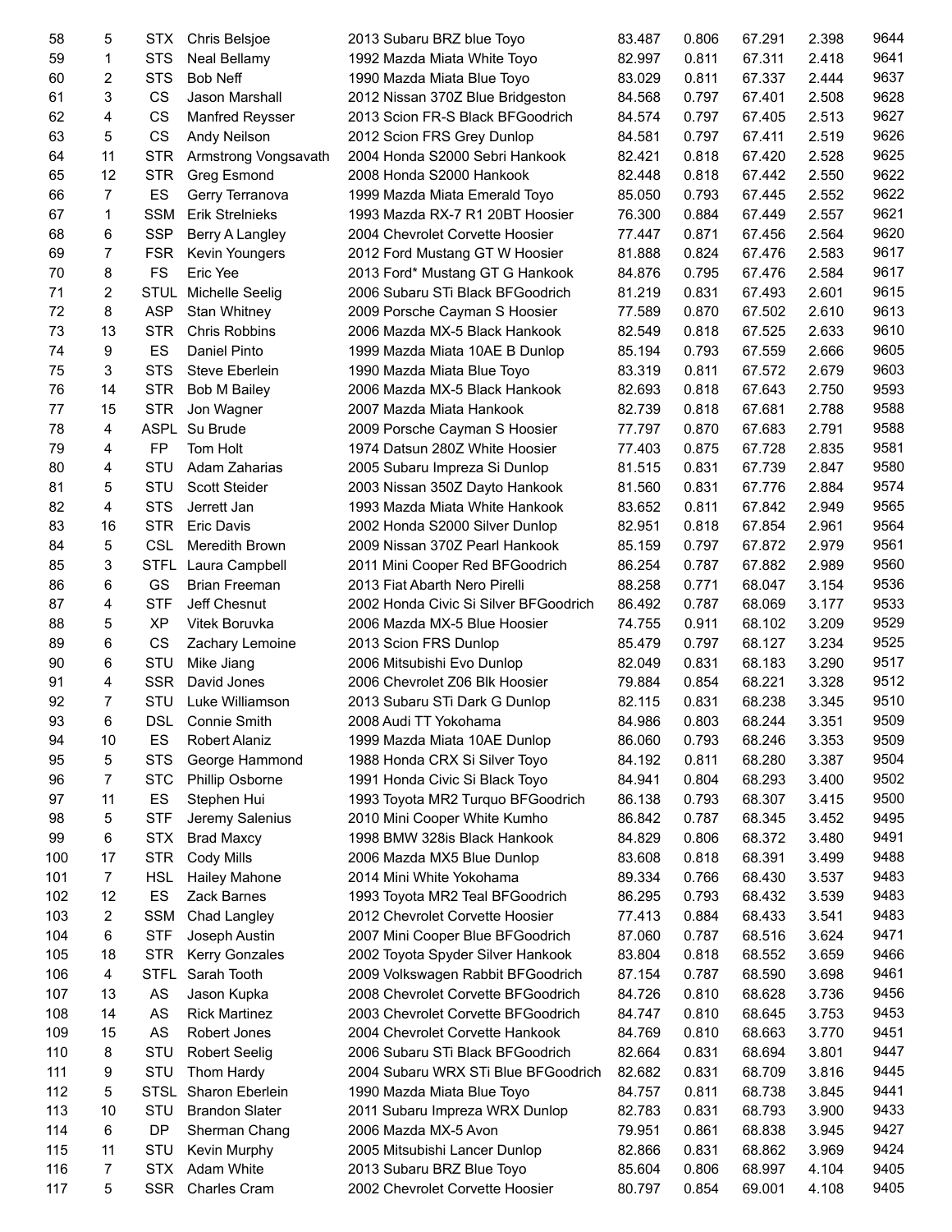| | | | | | | | | | |
|---|---|---|---|---|---|---|---|---|---|
| 58 | 5 | STX | Chris Belsjoe | 2013 Subaru BRZ blue Toyo | 83.487 | 0.806 | 67.291 | 2.398 | 9644 |
| 59 | 1 | STS | Neal Bellamy | 1992 Mazda Miata White Toyo | 82.997 | 0.811 | 67.311 | 2.418 | 9641 |
| 60 | 2 | STS | Bob Neff | 1990 Mazda Miata Blue Toyo | 83.029 | 0.811 | 67.337 | 2.444 | 9637 |
| 61 | 3 | CS | Jason Marshall | 2012 Nissan 370Z Blue Bridgeston | 84.568 | 0.797 | 67.401 | 2.508 | 9628 |
| 62 | 4 | CS | Manfred Reysser | 2013 Scion FR-S Black BFGoodrich | 84.574 | 0.797 | 67.405 | 2.513 | 9627 |
| 63 | 5 | CS | Andy Neilson | 2012 Scion FRS Grey Dunlop | 84.581 | 0.797 | 67.411 | 2.519 | 9626 |
| 64 | 11 | STR | Armstrong Vongsavath | 2004 Honda S2000 Sebri Hankook | 82.421 | 0.818 | 67.420 | 2.528 | 9625 |
| 65 | 12 | STR | Greg Esmond | 2008 Honda S2000 Hankook | 82.448 | 0.818 | 67.442 | 2.550 | 9622 |
| 66 | 7 | ES | Gerry Terranova | 1999 Mazda Miata Emerald Toyo | 85.050 | 0.793 | 67.445 | 2.552 | 9622 |
| 67 | 1 | SSM | Erik Strelnieks | 1993 Mazda RX-7 R1 20BT Hoosier | 76.300 | 0.884 | 67.449 | 2.557 | 9621 |
| 68 | 6 | SSP | Berry A Langley | 2004 Chevrolet Corvette Hoosier | 77.447 | 0.871 | 67.456 | 2.564 | 9620 |
| 69 | 7 | FSR | Kevin Youngers | 2012 Ford Mustang GT W Hoosier | 81.888 | 0.824 | 67.476 | 2.583 | 9617 |
| 70 | 8 | FS | Eric Yee | 2013 Ford* Mustang GT G Hankook | 84.876 | 0.795 | 67.476 | 2.584 | 9617 |
| 71 | 2 | STUL | Michelle Seelig | 2006 Subaru STi Black BFGoodrich | 81.219 | 0.831 | 67.493 | 2.601 | 9615 |
| 72 | 8 | ASP | Stan Whitney | 2009 Porsche Cayman S Hoosier | 77.589 | 0.870 | 67.502 | 2.610 | 9613 |
| 73 | 13 | STR | Chris Robbins | 2006 Mazda MX-5 Black Hankook | 82.549 | 0.818 | 67.525 | 2.633 | 9610 |
| 74 | 9 | ES | Daniel Pinto | 1999 Mazda Miata 10AE B Dunlop | 85.194 | 0.793 | 67.559 | 2.666 | 9605 |
| 75 | 3 | STS | Steve Eberlein | 1990 Mazda Miata Blue Toyo | 83.319 | 0.811 | 67.572 | 2.679 | 9603 |
| 76 | 14 | STR | Bob M Bailey | 2006 Mazda MX-5 Black Hankook | 82.693 | 0.818 | 67.643 | 2.750 | 9593 |
| 77 | 15 | STR | Jon Wagner | 2007 Mazda Miata Hankook | 82.739 | 0.818 | 67.681 | 2.788 | 9588 |
| 78 | 4 | ASPL | Su Brude | 2009 Porsche Cayman S Hoosier | 77.797 | 0.870 | 67.683 | 2.791 | 9588 |
| 79 | 4 | FP | Tom Holt | 1974 Datsun 280Z White Hoosier | 77.403 | 0.875 | 67.728 | 2.835 | 9581 |
| 80 | 4 | STU | Adam Zaharias | 2005 Subaru Impreza Si Dunlop | 81.515 | 0.831 | 67.739 | 2.847 | 9580 |
| 81 | 5 | STU | Scott Steider | 2003 Nissan 350Z Dayto Hankook | 81.560 | 0.831 | 67.776 | 2.884 | 9574 |
| 82 | 4 | STS | Jerrett Jan | 1993 Mazda Miata White Hankook | 83.652 | 0.811 | 67.842 | 2.949 | 9565 |
| 83 | 16 | STR | Eric Davis | 2002 Honda S2000 Silver Dunlop | 82.951 | 0.818 | 67.854 | 2.961 | 9564 |
| 84 | 5 | CSL | Meredith Brown | 2009 Nissan 370Z Pearl Hankook | 85.159 | 0.797 | 67.872 | 2.979 | 9561 |
| 85 | 3 | STFL | Laura Campbell | 2011 Mini Cooper Red BFGoodrich | 86.254 | 0.787 | 67.882 | 2.989 | 9560 |
| 86 | 6 | GS | Brian Freeman | 2013 Fiat Abarth Nero Pirelli | 88.258 | 0.771 | 68.047 | 3.154 | 9536 |
| 87 | 4 | STF | Jeff Chesnut | 2002 Honda Civic Si Silver BFGoodrich | 86.492 | 0.787 | 68.069 | 3.177 | 9533 |
| 88 | 5 | XP | Vitek Boruvka | 2006 Mazda MX-5 Blue Hoosier | 74.755 | 0.911 | 68.102 | 3.209 | 9529 |
| 89 | 6 | CS | Zachary Lemoine | 2013 Scion FRS Dunlop | 85.479 | 0.797 | 68.127 | 3.234 | 9525 |
| 90 | 6 | STU | Mike Jiang | 2006 Mitsubishi Evo Dunlop | 82.049 | 0.831 | 68.183 | 3.290 | 9517 |
| 91 | 4 | SSR | David Jones | 2006 Chevrolet Z06 Blk Hoosier | 79.884 | 0.854 | 68.221 | 3.328 | 9512 |
| 92 | 7 | STU | Luke Williamson | 2013 Subaru STi Dark G Dunlop | 82.115 | 0.831 | 68.238 | 3.345 | 9510 |
| 93 | 6 | DSL | Connie Smith | 2008 Audi TT Yokohama | 84.986 | 0.803 | 68.244 | 3.351 | 9509 |
| 94 | 10 | ES | Robert Alaniz | 1999 Mazda Miata 10AE Dunlop | 86.060 | 0.793 | 68.246 | 3.353 | 9509 |
| 95 | 5 | STS | George Hammond | 1988 Honda CRX Si Silver Toyo | 84.192 | 0.811 | 68.280 | 3.387 | 9504 |
| 96 | 7 | STC | Phillip Osborne | 1991 Honda Civic Si Black Toyo | 84.941 | 0.804 | 68.293 | 3.400 | 9502 |
| 97 | 11 | ES | Stephen Hui | 1993 Toyota MR2 Turquo BFGoodrich | 86.138 | 0.793 | 68.307 | 3.415 | 9500 |
| 98 | 5 | STF | Jeremy Salenius | 2010 Mini Cooper White Kumho | 86.842 | 0.787 | 68.345 | 3.452 | 9495 |
| 99 | 6 | STX | Brad Maxcy | 1998 BMW 328is Black Hankook | 84.829 | 0.806 | 68.372 | 3.480 | 9491 |
| 100 | 17 | STR | Cody Mills | 2006 Mazda MX5 Blue Dunlop | 83.608 | 0.818 | 68.391 | 3.499 | 9488 |
| 101 | 7 | HSL | Hailey Mahone | 2014 Mini White Yokohama | 89.334 | 0.766 | 68.430 | 3.537 | 9483 |
| 102 | 12 | ES | Zack Barnes | 1993 Toyota MR2 Teal BFGoodrich | 86.295 | 0.793 | 68.432 | 3.539 | 9483 |
| 103 | 2 | SSM | Chad Langley | 2012 Chevrolet Corvette Hoosier | 77.413 | 0.884 | 68.433 | 3.541 | 9483 |
| 104 | 6 | STF | Joseph Austin | 2007 Mini Cooper Blue BFGoodrich | 87.060 | 0.787 | 68.516 | 3.624 | 9471 |
| 105 | 18 | STR | Kerry Gonzales | 2002 Toyota Spyder Silver Hankook | 83.804 | 0.818 | 68.552 | 3.659 | 9466 |
| 106 | 4 | STFL | Sarah Tooth | 2009 Volkswagen Rabbit BFGoodrich | 87.154 | 0.787 | 68.590 | 3.698 | 9461 |
| 107 | 13 | AS | Jason Kupka | 2008 Chevrolet Corvette BFGoodrich | 84.726 | 0.810 | 68.628 | 3.736 | 9456 |
| 108 | 14 | AS | Rick Martinez | 2003 Chevrolet Corvette BFGoodrich | 84.747 | 0.810 | 68.645 | 3.753 | 9453 |
| 109 | 15 | AS | Robert Jones | 2004 Chevrolet Corvette Hankook | 84.769 | 0.810 | 68.663 | 3.770 | 9451 |
| 110 | 8 | STU | Robert Seelig | 2006 Subaru STi Black BFGoodrich | 82.664 | 0.831 | 68.694 | 3.801 | 9447 |
| 111 | 9 | STU | Thom Hardy | 2004 Subaru WRX STi Blue BFGoodrich | 82.682 | 0.831 | 68.709 | 3.816 | 9445 |
| 112 | 5 | STSL | Sharon Eberlein | 1990 Mazda Miata Blue Toyo | 84.757 | 0.811 | 68.738 | 3.845 | 9441 |
| 113 | 10 | STU | Brandon Slater | 2011 Subaru Impreza WRX Dunlop | 82.783 | 0.831 | 68.793 | 3.900 | 9433 |
| 114 | 6 | DP | Sherman Chang | 2006 Mazda MX-5 Avon | 79.951 | 0.861 | 68.838 | 3.945 | 9427 |
| 115 | 11 | STU | Kevin Murphy | 2005 Mitsubishi Lancer Dunlop | 82.866 | 0.831 | 68.862 | 3.969 | 9424 |
| 116 | 7 | STX | Adam White | 2013 Subaru BRZ Blue Toyo | 85.604 | 0.806 | 68.997 | 4.104 | 9405 |
| 117 | 5 | SSR | Charles Cram | 2002 Chevrolet Corvette Hoosier | 80.797 | 0.854 | 69.001 | 4.108 | 9405 |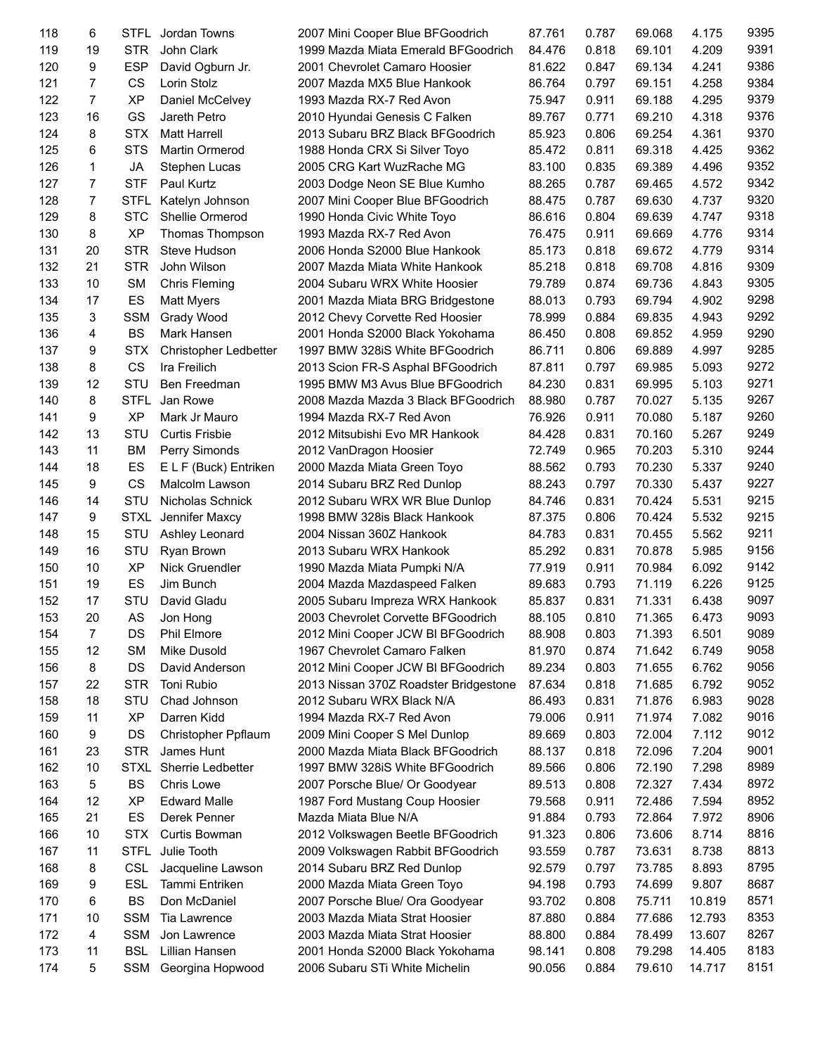| | | | | | | | | | |
|---|---|---|---|---|---|---|---|---|---|
| 118 | 6 | STFL | Jordan Towns | 2007 Mini Cooper Blue BFGoodrich | 87.761 | 0.787 | 69.068 | 4.175 | 9395 |
| 119 | 19 | STR | John Clark | 1999 Mazda Miata Emerald BFGoodrich | 84.476 | 0.818 | 69.101 | 4.209 | 9391 |
| 120 | 9 | ESP | David Ogburn Jr. | 2001 Chevrolet Camaro Hoosier | 81.622 | 0.847 | 69.134 | 4.241 | 9386 |
| 121 | 7 | CS | Lorin Stolz | 2007 Mazda MX5 Blue Hankook | 86.764 | 0.797 | 69.151 | 4.258 | 9384 |
| 122 | 7 | XP | Daniel McCelvey | 1993 Mazda RX-7 Red Avon | 75.947 | 0.911 | 69.188 | 4.295 | 9379 |
| 123 | 16 | GS | Jareth Petro | 2010 Hyundai Genesis C Falken | 89.767 | 0.771 | 69.210 | 4.318 | 9376 |
| 124 | 8 | STX | Matt Harrell | 2013 Subaru BRZ Black BFGoodrich | 85.923 | 0.806 | 69.254 | 4.361 | 9370 |
| 125 | 6 | STS | Martin Ormerod | 1988 Honda CRX Si Silver Toyo | 85.472 | 0.811 | 69.318 | 4.425 | 9362 |
| 126 | 1 | JA | Stephen Lucas | 2005 CRG Kart WuzRache MG | 83.100 | 0.835 | 69.389 | 4.496 | 9352 |
| 127 | 7 | STF | Paul Kurtz | 2003 Dodge Neon SE Blue Kumho | 88.265 | 0.787 | 69.465 | 4.572 | 9342 |
| 128 | 7 | STFL | Katelyn Johnson | 2007 Mini Cooper Blue BFGoodrich | 88.475 | 0.787 | 69.630 | 4.737 | 9320 |
| 129 | 8 | STC | Shellie Ormerod | 1990 Honda Civic White Toyo | 86.616 | 0.804 | 69.639 | 4.747 | 9318 |
| 130 | 8 | XP | Thomas Thompson | 1993 Mazda RX-7 Red Avon | 76.475 | 0.911 | 69.669 | 4.776 | 9314 |
| 131 | 20 | STR | Steve Hudson | 2006 Honda S2000 Blue Hankook | 85.173 | 0.818 | 69.672 | 4.779 | 9314 |
| 132 | 21 | STR | John Wilson | 2007 Mazda Miata White Hankook | 85.218 | 0.818 | 69.708 | 4.816 | 9309 |
| 133 | 10 | SM | Chris Fleming | 2004 Subaru WRX White Hoosier | 79.789 | 0.874 | 69.736 | 4.843 | 9305 |
| 134 | 17 | ES | Matt Myers | 2001 Mazda Miata BRG Bridgestone | 88.013 | 0.793 | 69.794 | 4.902 | 9298 |
| 135 | 3 | SSM | Grady Wood | 2012 Chevy Corvette Red Hoosier | 78.999 | 0.884 | 69.835 | 4.943 | 9292 |
| 136 | 4 | BS | Mark Hansen | 2001 Honda S2000 Black Yokohama | 86.450 | 0.808 | 69.852 | 4.959 | 9290 |
| 137 | 9 | STX | Christopher Ledbetter | 1997 BMW 328iS White BFGoodrich | 86.711 | 0.806 | 69.889 | 4.997 | 9285 |
| 138 | 8 | CS | Ira Freilich | 2013 Scion FR-S Asphal BFGoodrich | 87.811 | 0.797 | 69.985 | 5.093 | 9272 |
| 139 | 12 | STU | Ben Freedman | 1995 BMW M3 Avus Blue BFGoodrich | 84.230 | 0.831 | 69.995 | 5.103 | 9271 |
| 140 | 8 | STFL | Jan Rowe | 2008 Mazda Mazda 3 Black BFGoodrich | 88.980 | 0.787 | 70.027 | 5.135 | 9267 |
| 141 | 9 | XP | Mark Jr Mauro | 1994 Mazda RX-7 Red Avon | 76.926 | 0.911 | 70.080 | 5.187 | 9260 |
| 142 | 13 | STU | Curtis Frisbie | 2012 Mitsubishi Evo MR Hankook | 84.428 | 0.831 | 70.160 | 5.267 | 9249 |
| 143 | 11 | BM | Perry Simonds | 2012 VanDragon Hoosier | 72.749 | 0.965 | 70.203 | 5.310 | 9244 |
| 144 | 18 | ES | E L F (Buck) Entriken | 2000 Mazda Miata Green Toyo | 88.562 | 0.793 | 70.230 | 5.337 | 9240 |
| 145 | 9 | CS | Malcolm Lawson | 2014 Subaru BRZ Red Dunlop | 88.243 | 0.797 | 70.330 | 5.437 | 9227 |
| 146 | 14 | STU | Nicholas Schnick | 2012 Subaru WRX WR Blue Dunlop | 84.746 | 0.831 | 70.424 | 5.531 | 9215 |
| 147 | 9 | STXL | Jennifer Maxcy | 1998 BMW 328is Black Hankook | 87.375 | 0.806 | 70.424 | 5.532 | 9215 |
| 148 | 15 | STU | Ashley Leonard | 2004 Nissan 360Z Hankook | 84.783 | 0.831 | 70.455 | 5.562 | 9211 |
| 149 | 16 | STU | Ryan Brown | 2013 Subaru WRX Hankook | 85.292 | 0.831 | 70.878 | 5.985 | 9156 |
| 150 | 10 | XP | Nick Gruendler | 1990 Mazda Miata Pumpki N/A | 77.919 | 0.911 | 70.984 | 6.092 | 9142 |
| 151 | 19 | ES | Jim Bunch | 2004 Mazda Mazdaspeed Falken | 89.683 | 0.793 | 71.119 | 6.226 | 9125 |
| 152 | 17 | STU | David Gladu | 2005 Subaru Impreza WRX Hankook | 85.837 | 0.831 | 71.331 | 6.438 | 9097 |
| 153 | 20 | AS | Jon Hong | 2003 Chevrolet Corvette BFGoodrich | 88.105 | 0.810 | 71.365 | 6.473 | 9093 |
| 154 | 7 | DS | Phil Elmore | 2012 Mini Cooper JCW Bl BFGoodrich | 88.908 | 0.803 | 71.393 | 6.501 | 9089 |
| 155 | 12 | SM | Mike Dusold | 1967 Chevrolet Camaro Falken | 81.970 | 0.874 | 71.642 | 6.749 | 9058 |
| 156 | 8 | DS | David Anderson | 2012 Mini Cooper JCW Bl BFGoodrich | 89.234 | 0.803 | 71.655 | 6.762 | 9056 |
| 157 | 22 | STR | Toni Rubio | 2013 Nissan 370Z Roadster Bridgestone | 87.634 | 0.818 | 71.685 | 6.792 | 9052 |
| 158 | 18 | STU | Chad Johnson | 2012 Subaru WRX Black N/A | 86.493 | 0.831 | 71.876 | 6.983 | 9028 |
| 159 | 11 | XP | Darren Kidd | 1994 Mazda RX-7 Red Avon | 79.006 | 0.911 | 71.974 | 7.082 | 9016 |
| 160 | 9 | DS | Christopher Ppflaum | 2009 Mini Cooper S Mel Dunlop | 89.669 | 0.803 | 72.004 | 7.112 | 9012 |
| 161 | 23 | STR | James Hunt | 2000 Mazda Miata Black BFGoodrich | 88.137 | 0.818 | 72.096 | 7.204 | 9001 |
| 162 | 10 | STXL | Sherrie Ledbetter | 1997 BMW 328iS White BFGoodrich | 89.566 | 0.806 | 72.190 | 7.298 | 8989 |
| 163 | 5 | BS | Chris Lowe | 2007 Porsche Blue/ Or Goodyear | 89.513 | 0.808 | 72.327 | 7.434 | 8972 |
| 164 | 12 | XP | Edward Malle | 1987 Ford Mustang Coup Hoosier | 79.568 | 0.911 | 72.486 | 7.594 | 8952 |
| 165 | 21 | ES | Derek Penner | Mazda Miata Blue N/A | 91.884 | 0.793 | 72.864 | 7.972 | 8906 |
| 166 | 10 | STX | Curtis Bowman | 2012 Volkswagen Beetle BFGoodrich | 91.323 | 0.806 | 73.606 | 8.714 | 8816 |
| 167 | 11 | STFL | Julie Tooth | 2009 Volkswagen Rabbit BFGoodrich | 93.559 | 0.787 | 73.631 | 8.738 | 8813 |
| 168 | 8 | CSL | Jacqueline Lawson | 2014 Subaru BRZ Red Dunlop | 92.579 | 0.797 | 73.785 | 8.893 | 8795 |
| 169 | 9 | ESL | Tammi Entriken | 2000 Mazda Miata Green Toyo | 94.198 | 0.793 | 74.699 | 9.807 | 8687 |
| 170 | 6 | BS | Don McDaniel | 2007 Porsche Blue/ Ora Goodyear | 93.702 | 0.808 | 75.711 | 10.819 | 8571 |
| 171 | 10 | SSM | Tia Lawrence | 2003 Mazda Miata Strat Hoosier | 87.880 | 0.884 | 77.686 | 12.793 | 8353 |
| 172 | 4 | SSM | Jon Lawrence | 2003 Mazda Miata Strat Hoosier | 88.800 | 0.884 | 78.499 | 13.607 | 8267 |
| 173 | 11 | BSL | Lillian Hansen | 2001 Honda S2000 Black Yokohama | 98.141 | 0.808 | 79.298 | 14.405 | 8183 |
| 174 | 5 | SSM | Georgina Hopwood | 2006 Subaru STi White Michelin | 90.056 | 0.884 | 79.610 | 14.717 | 8151 |